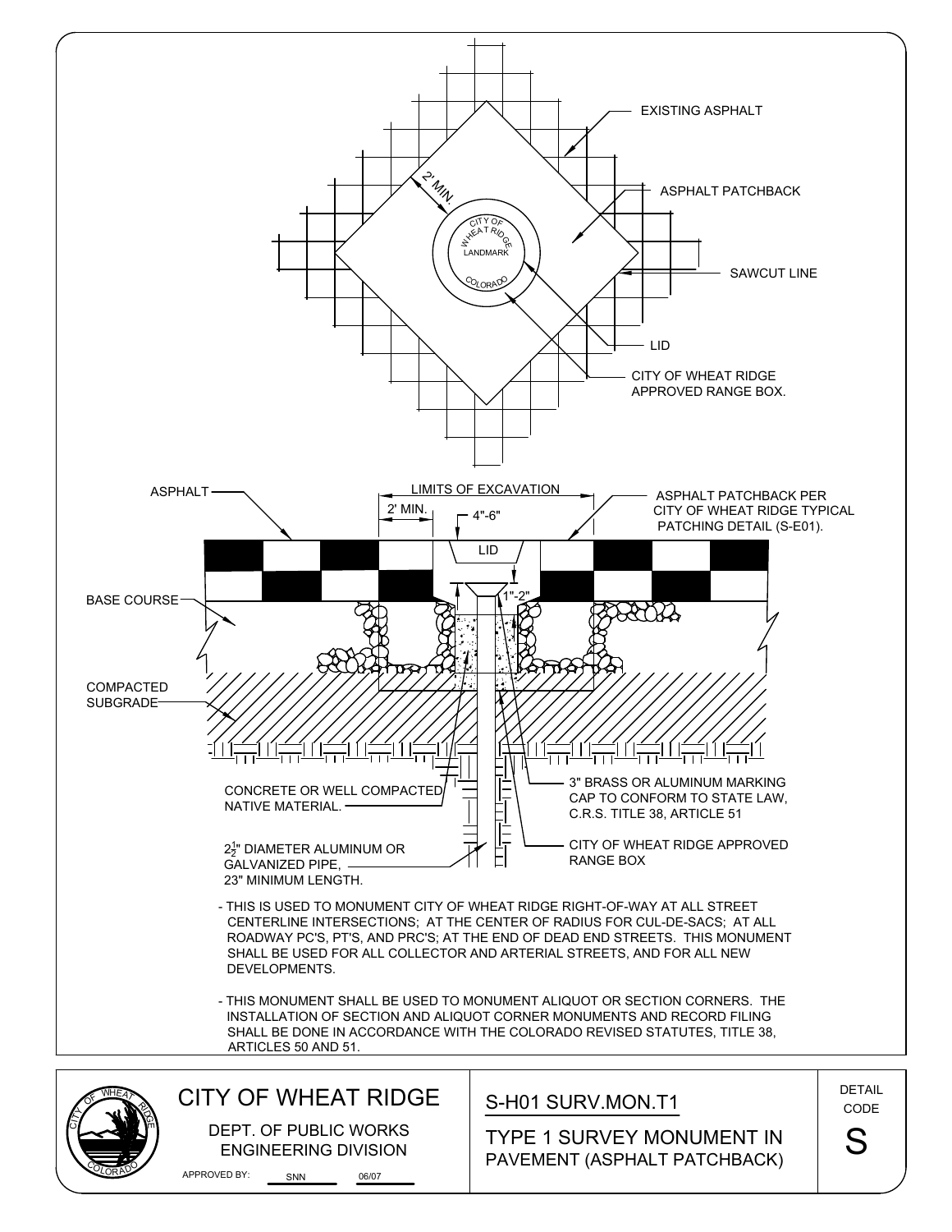EXISTING ASPHALT

ASPHALT PATCHBACK

SAWCUT LINE

LID

CITY OF WHEAT RIDGE APPROVED RANGE BOX.

2' MIN.

CITY OF WHEAT RIDGE LANDMARK COLORADO

ASPHALT

LIMITS OF EXCAVATION

2' MIN.

4"-6"

ASPHALT PATCHBACK PER CITY OF WHEAT RIDGE TYPICAL PATCHING DETAIL (S-E01).

LID

1"-2"

BASE COURSE

COMPACTED SUBGRADE

CONCRETE OR WELL COMPACTED NATIVE MATERIAL.

$2\frac{1}{2}$" DIAMETER ALUMINUM OR GALVANIZED PIPE, 23" MINIMUM LENGTH.

3" BRASS OR ALUMINUM MARKING CAP TO CONFORM TO STATE LAW, C.R.S. TITLE 38, ARTICLE 51

CITY OF WHEAT RIDGE APPROVED RANGE BOX

- THIS IS USED TO MONUMENT CITY OF WHEAT RIDGE RIGHT-OF-WAY AT ALL STREET CENTERLINE INTERSECTIONS; AT THE CENTER OF RADIUS FOR CUL-DE-SACS; AT ALL ROADWAY PC'S, PT'S, AND PRC'S; AT THE END OF DEAD END STREETS. THIS MONUMENT SHALL BE USED FOR ALL COLLECTOR AND ARTERIAL STREETS, AND FOR ALL NEW DEVELOPMENTS.

- THIS MONUMENT SHALL BE USED TO MONUMENT ALIQUOT OR SECTION CORNERS. THE INSTALLATION OF SECTION AND ALIQUOT CORNER MONUMENTS AND RECORD FILING SHALL BE DONE IN ACCORDANCE WITH THE COLORADO REVISED STATUTES, TITLE 38, ARTICLES 50 AND 51.

| CITY OF WHEAT RIDGE<br>DEPT. OF PUBLIC WORKS<br>ENGINEERING DIVISION<br>APPROVED BY: SNN 06/07 | S-H01 SURV.MON.T1<br>TYPE 1 SURVEY MONUMENT IN PAVEMENT (ASPHALT PATCHBACK) | DETAIL CODE<br>S |
|---|---|---|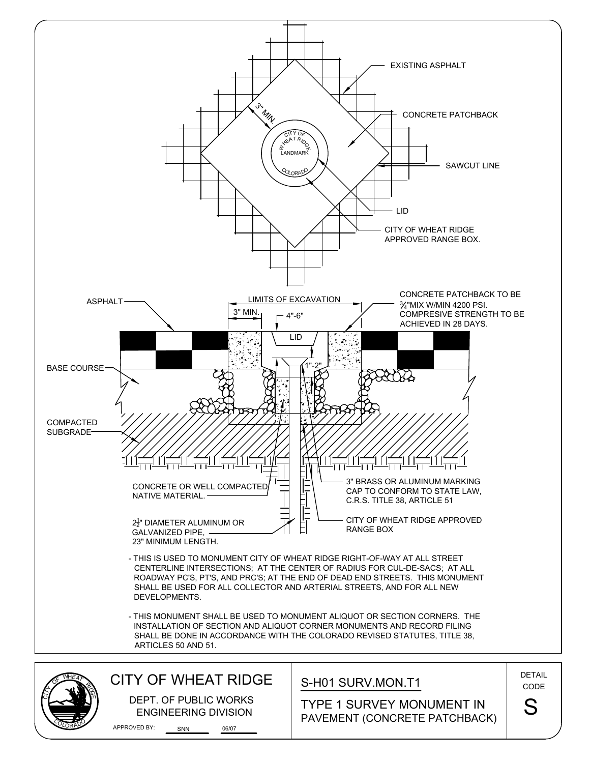EXISTING ASPHALT

CONCRETE PATCHBACK

SAWCUT LINE

3" MIN.

CITY OF WHEAT RIDGE LANDMARK COLORADO

LID

CITY OF WHEAT RIDGE APPROVED RANGE BOX.

ASPHALT

LIMITS OF EXCAVATION

3" MIN.

4"-6"

LID

1"-2"

CONCRETE PATCHBACK TO BE ¾"MIX W/MIN 4200 PSI. COMPRESIVE STRENGTH TO BE ACHIEVED IN 28 DAYS.

BASE COURSE

COMPACTED SUBGRADE

CONCRETE OR WELL COMPACTED NATIVE MATERIAL.

3" BRASS OR ALUMINUM MARKING CAP TO CONFORM TO STATE LAW, C.R.S. TITLE 38, ARTICLE 51

2½" DIAMETER ALUMINUM OR GALVANIZED PIPE, 23" MINIMUM LENGTH.

CITY OF WHEAT RIDGE APPROVED RANGE BOX

- THIS IS USED TO MONUMENT CITY OF WHEAT RIDGE RIGHT-OF-WAY AT ALL STREET CENTERLINE INTERSECTIONS; AT THE CENTER OF RADIUS FOR CUL-DE-SACS; AT ALL ROADWAY PC'S, PT'S, AND PRC'S; AT THE END OF DEAD END STREETS. THIS MONUMENT SHALL BE USED FOR ALL COLLECTOR AND ARTERIAL STREETS, AND FOR ALL NEW DEVELOPMENTS.

- THIS MONUMENT SHALL BE USED TO MONUMENT ALIQUOT OR SECTION CORNERS. THE INSTALLATION OF SECTION AND ALIQUOT CORNER MONUMENTS AND RECORD FILING SHALL BE DONE IN ACCORDANCE WITH THE COLORADO REVISED STATUTES, TITLE 38, ARTICLES 50 AND 51.

| CITY OF WHEAT RIDGE<br>DEPT. OF PUBLIC WORKS<br>ENGINEERING DIVISION<br>APPROVED BY: SNN 06/07 | S-H01 SURV.MON.T1<br>TYPE 1 SURVEY MONUMENT IN PAVEMENT (CONCRETE PATCHBACK) | DETAIL CODE<br>S |
|---|---|---|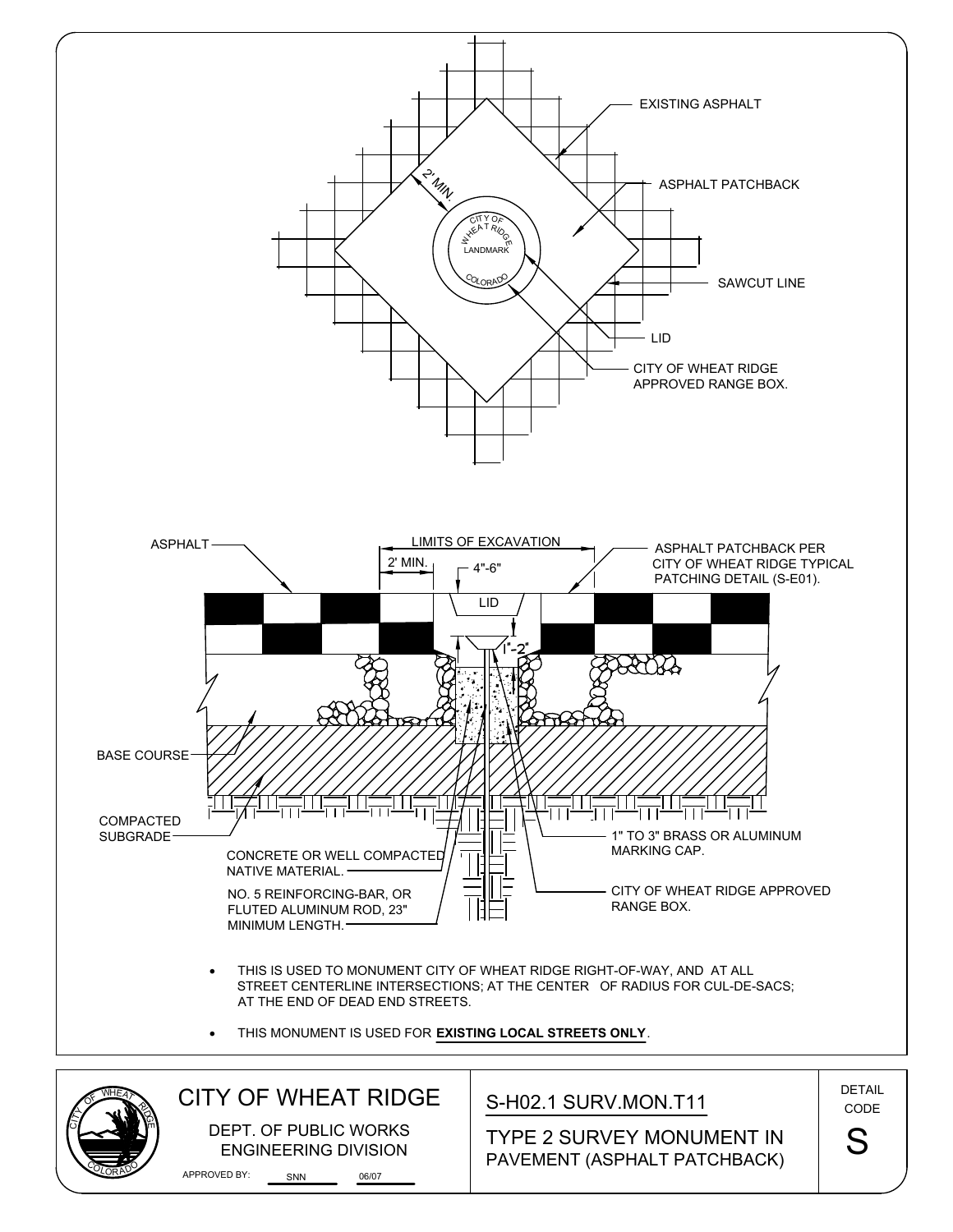EXISTING ASPHALT

ASPHALT PATCHBACK

2' MIN.

CITY OF WHEAT RIDGE LANDMARK COLORADO

SAWCUT LINE

LID

CITY OF WHEAT RIDGE APPROVED RANGE BOX.

ASPHALT

LIMITS OF EXCAVATION

2' MIN.

4"-6"

ASPHALT PATCHBACK PER CITY OF WHEAT RIDGE TYPICAL PATCHING DETAIL (S-E01).

LID

1"-2"

BASE COURSE

COMPACTED SUBGRADE

CONCRETE OR WELL COMPACTED NATIVE MATERIAL.

NO. 5 REINFORCING-BAR, OR FLUTED ALUMINUM ROD, 23" MINIMUM LENGTH.

1" TO 3" BRASS OR ALUMINUM MARKING CAP.

CITY OF WHEAT RIDGE APPROVED RANGE BOX.

- THIS IS USED TO MONUMENT CITY OF WHEAT RIDGE RIGHT-OF-WAY, AND AT ALL STREET CENTERLINE INTERSECTIONS; AT THE CENTER OF RADIUS FOR CUL-DE-SACS; AT THE END OF DEAD END STREETS.
- THIS MONUMENT IS USED FOR **EXISTING LOCAL STREETS ONLY**.

CITY OF WHEAT RIDGE

DEPT. OF PUBLIC WORKS
ENGINEERING DIVISION

APPROVED BY: SNN 06/07

S-H02.1 SURV.MON.T11

TYPE 2 SURVEY MONUMENT IN PAVEMENT (ASPHALT PATCHBACK)

DETAIL CODE

S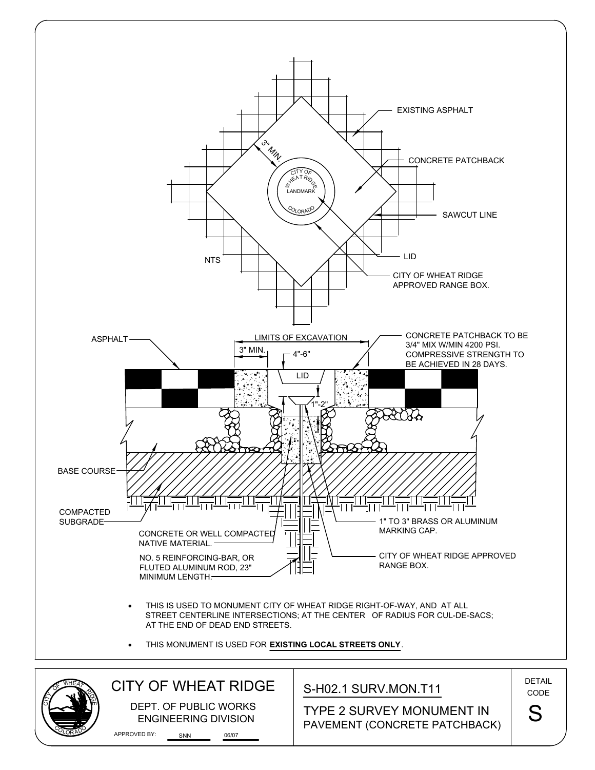EXISTING ASPHALT

CONCRETE PATCHBACK

3" MIN.

CITY OF WHEAT RIDGE LANDMARK COLORADO

SAWCUT LINE

LID

NTS

CITY OF WHEAT RIDGE APPROVED RANGE BOX.

ASPHALT

LIMITS OF EXCAVATION

3" MIN.

4"-6"

LID

1"-2"

CONCRETE PATCHBACK TO BE 3/4" MIX W/MIN 4200 PSI. COMPRESSIVE STRENGTH TO BE ACHIEVED IN 28 DAYS.

BASE COURSE

COMPACTED SUBGRADE

CONCRETE OR WELL COMPACTED NATIVE MATERIAL.

NO. 5 REINFORCING-BAR, OR FLUTED ALUMINUM ROD, 23" MINIMUM LENGTH.

1" TO 3" BRASS OR ALUMINUM MARKING CAP.

CITY OF WHEAT RIDGE APPROVED RANGE BOX.

- THIS IS USED TO MONUMENT CITY OF WHEAT RIDGE RIGHT-OF-WAY, AND AT ALL STREET CENTERLINE INTERSECTIONS; AT THE CENTER OF RADIUS FOR CUL-DE-SACS; AT THE END OF DEAD END STREETS.
- THIS MONUMENT IS USED FOR **EXISTING LOCAL STREETS ONLY**.

CITY OF WHEAT RIDGE

DEPT. OF PUBLIC WORKS ENGINEERING DIVISION

APPROVED BY: SNN 06/07

S-H02.1 SURV.MON.T11

TYPE 2 SURVEY MONUMENT IN PAVEMENT (CONCRETE PATCHBACK)

DETAIL CODE

S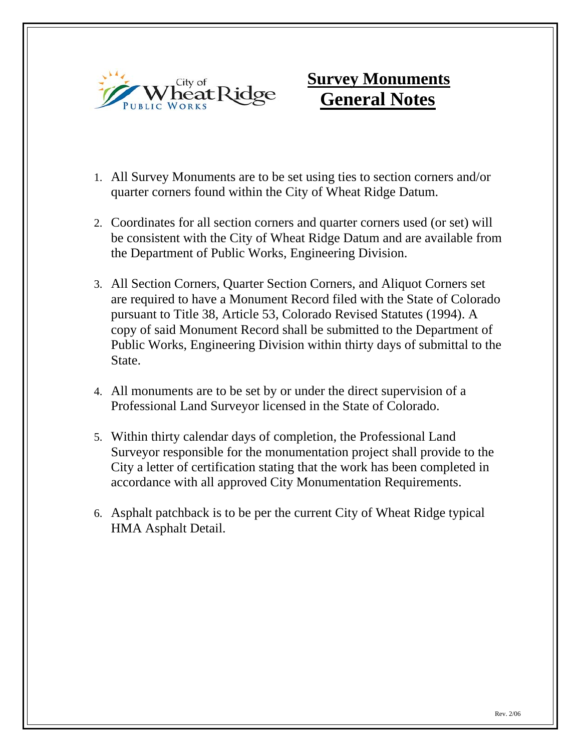City of Wheat Ridge
PUBLIC WORKS

# Survey Monuments General Notes

1. All Survey Monuments are to be set using ties to section corners and/or quarter corners found within the City of Wheat Ridge Datum.

2. Coordinates for all section corners and quarter corners used (or set) will be consistent with the City of Wheat Ridge Datum and are available from the Department of Public Works, Engineering Division.

3. All Section Corners, Quarter Section Corners, and Aliquot Corners set are required to have a Monument Record filed with the State of Colorado pursuant to Title 38, Article 53, Colorado Revised Statutes (1994). A copy of said Monument Record shall be submitted to the Department of Public Works, Engineering Division within thirty days of submittal to the State.

4. All monuments are to be set by or under the direct supervision of a Professional Land Surveyor licensed in the State of Colorado.

5. Within thirty calendar days of completion, the Professional Land Surveyor responsible for the monumentation project shall provide to the City a letter of certification stating that the work has been completed in accordance with all approved City Monumentation Requirements.

6. Asphalt patchback is to be per the current City of Wheat Ridge typical HMA Asphalt Detail.

Rev. 2/06